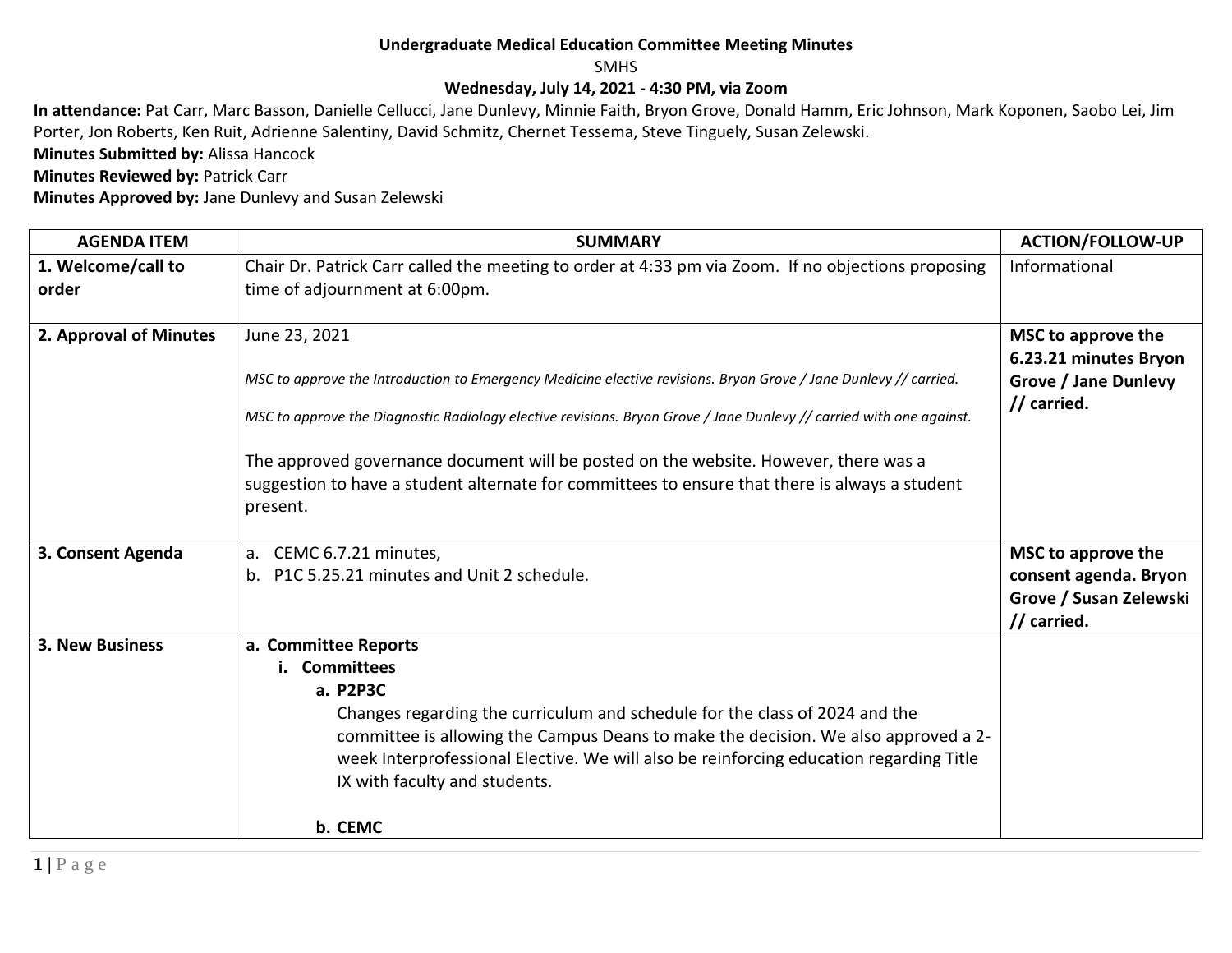**Undergraduate Medical Education Committee Meeting Minutes**

SMHS

**Wednesday, July 14, 2021 - 4:30 PM, via Zoom**

**In attendance:** Pat Carr, Marc Basson, Danielle Cellucci, Jane Dunlevy, Minnie Faith, Bryon Grove, Donald Hamm, Eric Johnson, Mark Koponen, Saobo Lei, Jim Porter, Jon Roberts, Ken Ruit, Adrienne Salentiny, David Schmitz, Chernet Tessema, Steve Tinguely, Susan Zelewski.

**Minutes Submitted by:** Alissa Hancock

**Minutes Reviewed by:** Patrick Carr

**Minutes Approved by:** Jane Dunlevy and Susan Zelewski

| AGENDA ITEM | SUMMARY | ACTION/FOLLOW-UP |
|---|---|---|
| **1. Welcome/call to order** | Chair Dr. Patrick Carr called the meeting to order at 4:33 pm via Zoom. If no objections proposing time of adjournment at 6:00pm. | Informational |
| **2. Approval of Minutes** | June 23, 2021<br><br>*MSC to approve the Introduction to Emergency Medicine elective revisions. Bryon Grove / Jane Dunlevy // carried.*<br><br>*MSC to approve the Diagnostic Radiology elective revisions. Bryon Grove / Jane Dunlevy // carried with one against.*<br><br>The approved governance document will be posted on the website. However, there was a suggestion to have a student alternate for committees to ensure that there is always a student present. | **MSC to approve the 6.23.21 minutes Bryon Grove / Jane Dunlevy // carried.** |
| **3. Consent Agenda** | a. CEMC 6.7.21 minutes,<br>b. P1C 5.25.21 minutes and Unit 2 schedule. | **MSC to approve the consent agenda. Bryon Grove / Susan Zelewski // carried.** |
| **3. New Business** | **a. Committee Reports**<br>**i. Committees**<br>**a. P2P3C**<br>Changes regarding the curriculum and schedule for the class of 2024 and the committee is allowing the Campus Deans to make the decision. We also approved a 2-week Interprofessional Elective. We will also be reinforcing education regarding Title IX with faculty and students.<br><br>**b. CEMC** | |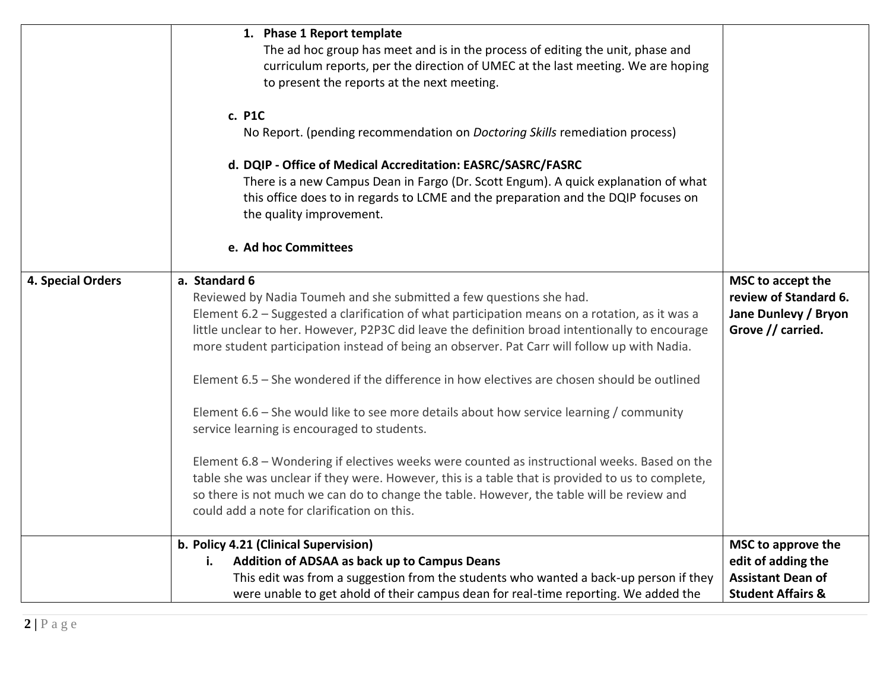| | | |
|---|---|---|
| | **1. Phase 1 Report template**<br>The ad hoc group has meet and is in the process of editing the unit, phase and curriculum reports, per the direction of UMEC at the last meeting. We are hoping to present the reports at the next meeting.<br><br>**c. P1C**<br>No Report. (pending recommendation on *Doctoring Skills* remediation process)<br><br>**d. DQIP - Office of Medical Accreditation: EASRC/SASRC/FASRC**<br>There is a new Campus Dean in Fargo (Dr. Scott Engum). A quick explanation of what this office does to in regards to LCME and the preparation and the DQIP focuses on the quality improvement.<br><br>**e. Ad hoc Committees** | |
| **4. Special Orders** | **a. Standard 6**<br>Reviewed by Nadia Toumeh and she submitted a few questions she had.<br>Element 6.2 – Suggested a clarification of what participation means on a rotation, as it was a little unclear to her. However, P2P3C did leave the definition broad intentionally to encourage more student participation instead of being an observer. Pat Carr will follow up with Nadia.<br><br>Element 6.5 – She wondered if the difference in how electives are chosen should be outlined<br><br>Element 6.6 – She would like to see more details about how service learning / community service learning is encouraged to students.<br><br>Element 6.8 – Wondering if electives weeks were counted as instructional weeks. Based on the table she was unclear if they were. However, this is a table that is provided to us to complete, so there is not much we can do to change the table. However, the table will be review and could add a note for clarification on this. | **MSC to accept the review of Standard 6. Jane Dunlevy / Bryon Grove // carried.** |
| | **b. Policy 4.21 (Clinical Supervision)**<br>**i. Addition of ADSAA as back up to Campus Deans**<br>This edit was from a suggestion from the students who wanted a back-up person if they were unable to get ahold of their campus dean for real-time reporting. We added the | **MSC to approve the edit of adding the Assistant Dean of Student Affairs &** |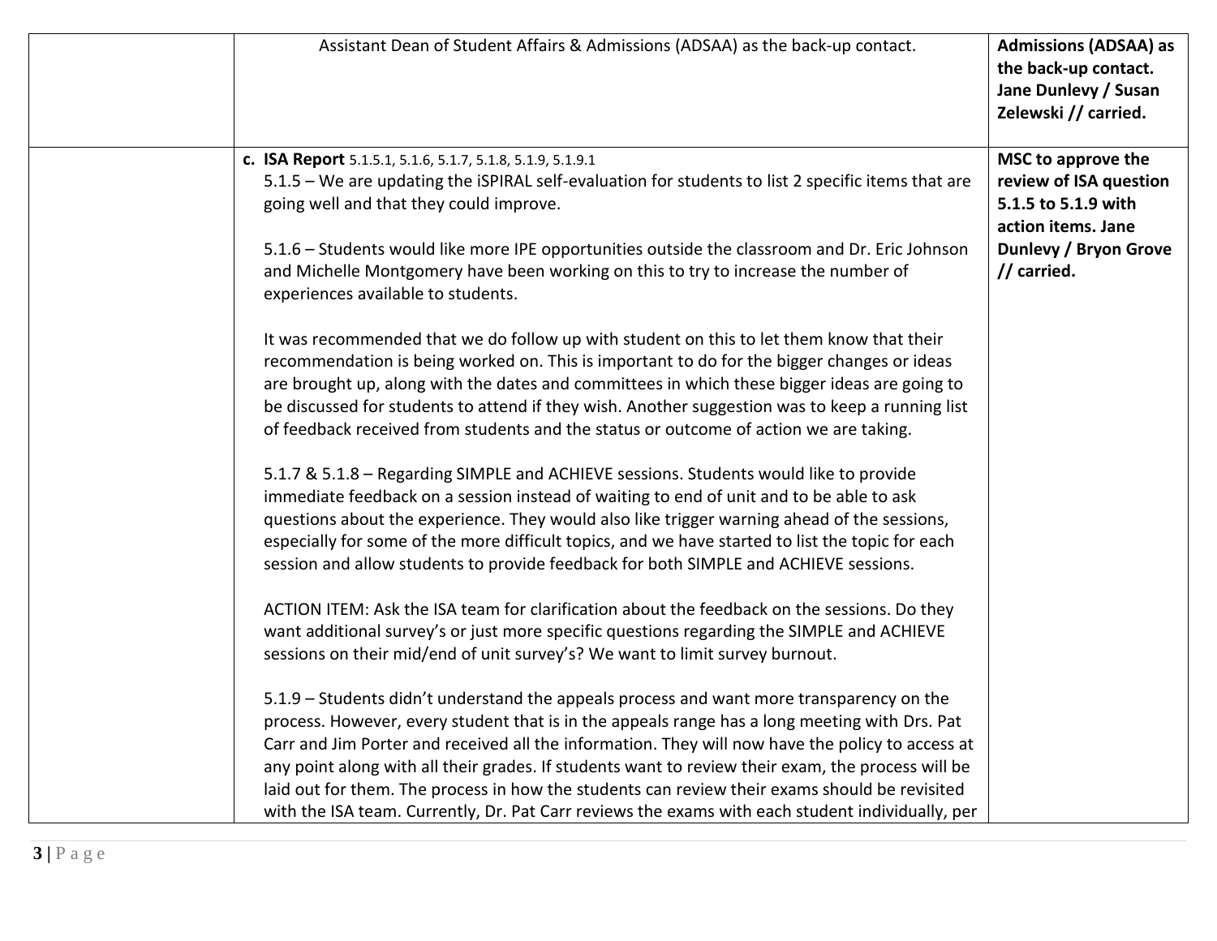| | | |
|---|---|---|
| | Assistant Dean of Student Affairs & Admissions (ADSAA) as the back-up contact. | **Admissions (ADSAA) as the back-up contact. Jane Dunlevy / Susan Zelewski // carried.** |
| | **c. ISA Report** 5.1.5.1, 5.1.6, 5.1.7, 5.1.8, 5.1.9, 5.1.9.1<br>5.1.5 – We are updating the iSPIRAL self-evaluation for students to list 2 specific items that are going well and that they could improve.<br><br>5.1.6 – Students would like more IPE opportunities outside the classroom and Dr. Eric Johnson and Michelle Montgomery have been working on this to try to increase the number of experiences available to students.<br><br>It was recommended that we do follow up with student on this to let them know that their recommendation is being worked on. This is important to do for the bigger changes or ideas are brought up, along with the dates and committees in which these bigger ideas are going to be discussed for students to attend if they wish. Another suggestion was to keep a running list of feedback received from students and the status or outcome of action we are taking.<br><br>5.1.7 & 5.1.8 – Regarding SIMPLE and ACHIEVE sessions. Students would like to provide immediate feedback on a session instead of waiting to end of unit and to be able to ask questions about the experience. They would also like trigger warning ahead of the sessions, especially for some of the more difficult topics, and we have started to list the topic for each session and allow students to provide feedback for both SIMPLE and ACHIEVE sessions.<br><br>ACTION ITEM: Ask the ISA team for clarification about the feedback on the sessions. Do they want additional survey's or just more specific questions regarding the SIMPLE and ACHIEVE sessions on their mid/end of unit survey's? We want to limit survey burnout.<br><br>5.1.9 – Students didn't understand the appeals process and want more transparency on the process. However, every student that is in the appeals range has a long meeting with Drs. Pat Carr and Jim Porter and received all the information. They will now have the policy to access at any point along with all their grades. If students want to review their exam, the process will be laid out for them. The process in how the students can review their exams should be revisited with the ISA team. Currently, Dr. Pat Carr reviews the exams with each student individually, per | **MSC to approve the review of ISA question 5.1.5 to 5.1.9 with action items. Jane Dunlevy / Bryon Grove // carried.** |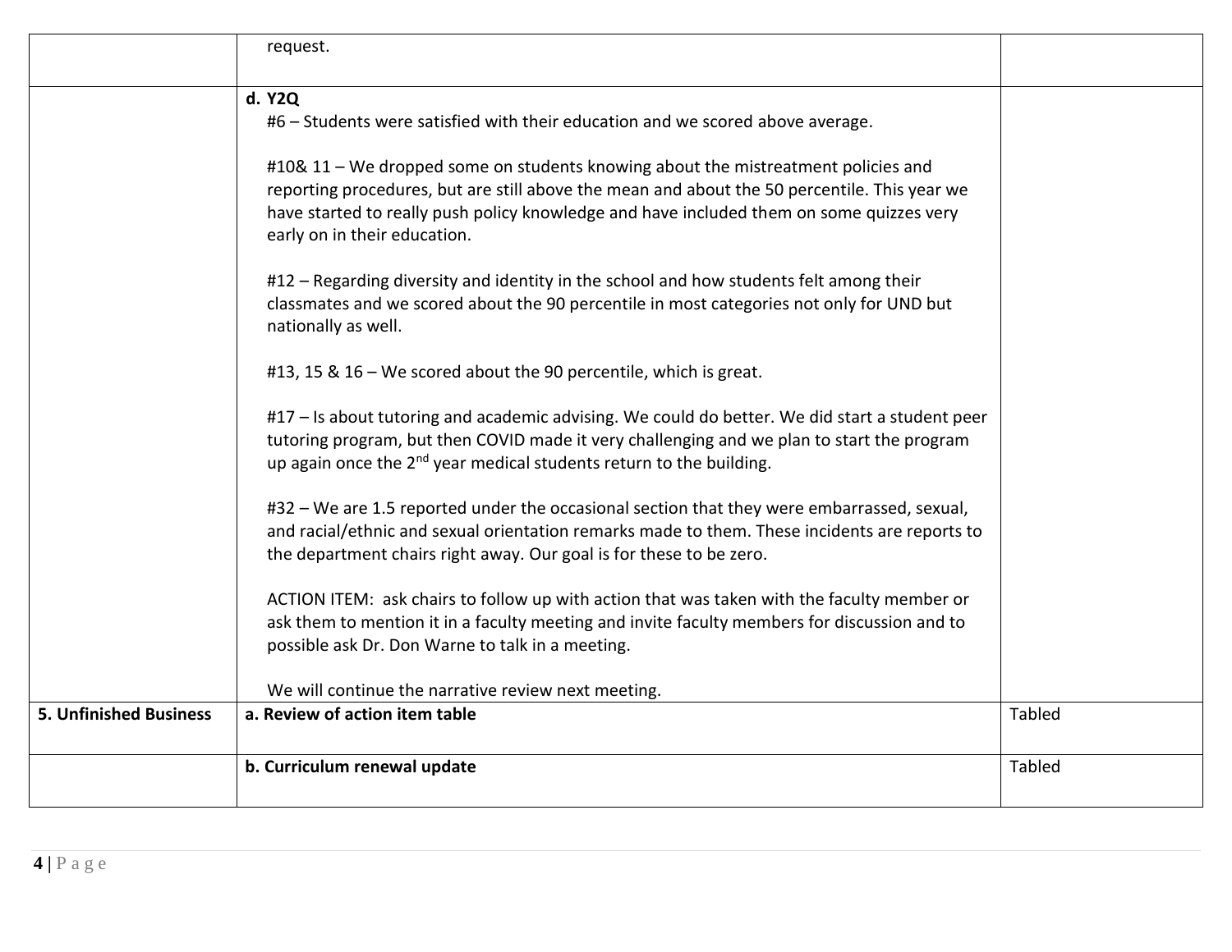| | | |
|---|---|---|
| | request. | |
| | **d. Y2Q**<br>#6 – Students were satisfied with their education and we scored above average.<br><br>#10& 11 – We dropped some on students knowing about the mistreatment policies and reporting procedures, but are still above the mean and about the 50 percentile. This year we have started to really push policy knowledge and have included them on some quizzes very early on in their education.<br><br>#12 – Regarding diversity and identity in the school and how students felt among their classmates and we scored about the 90 percentile in most categories not only for UND but nationally as well.<br><br>#13, 15 & 16 – We scored about the 90 percentile, which is great.<br><br>#17 – Is about tutoring and academic advising. We could do better. We did start a student peer tutoring program, but then COVID made it very challenging and we plan to start the program up again once the 2nd year medical students return to the building.<br><br>#32 – We are 1.5 reported under the occasional section that they were embarrassed, sexual, and racial/ethnic and sexual orientation remarks made to them. These incidents are reports to the department chairs right away. Our goal is for these to be zero.<br><br>ACTION ITEM: ask chairs to follow up with action that was taken with the faculty member or ask them to mention it in a faculty meeting and invite faculty members for discussion and to possible ask Dr. Don Warne to talk in a meeting.<br><br>We will continue the narrative review next meeting. | |
| **5. Unfinished Business** | **a. Review of action item table** | Tabled |
| | **b. Curriculum renewal update** | Tabled |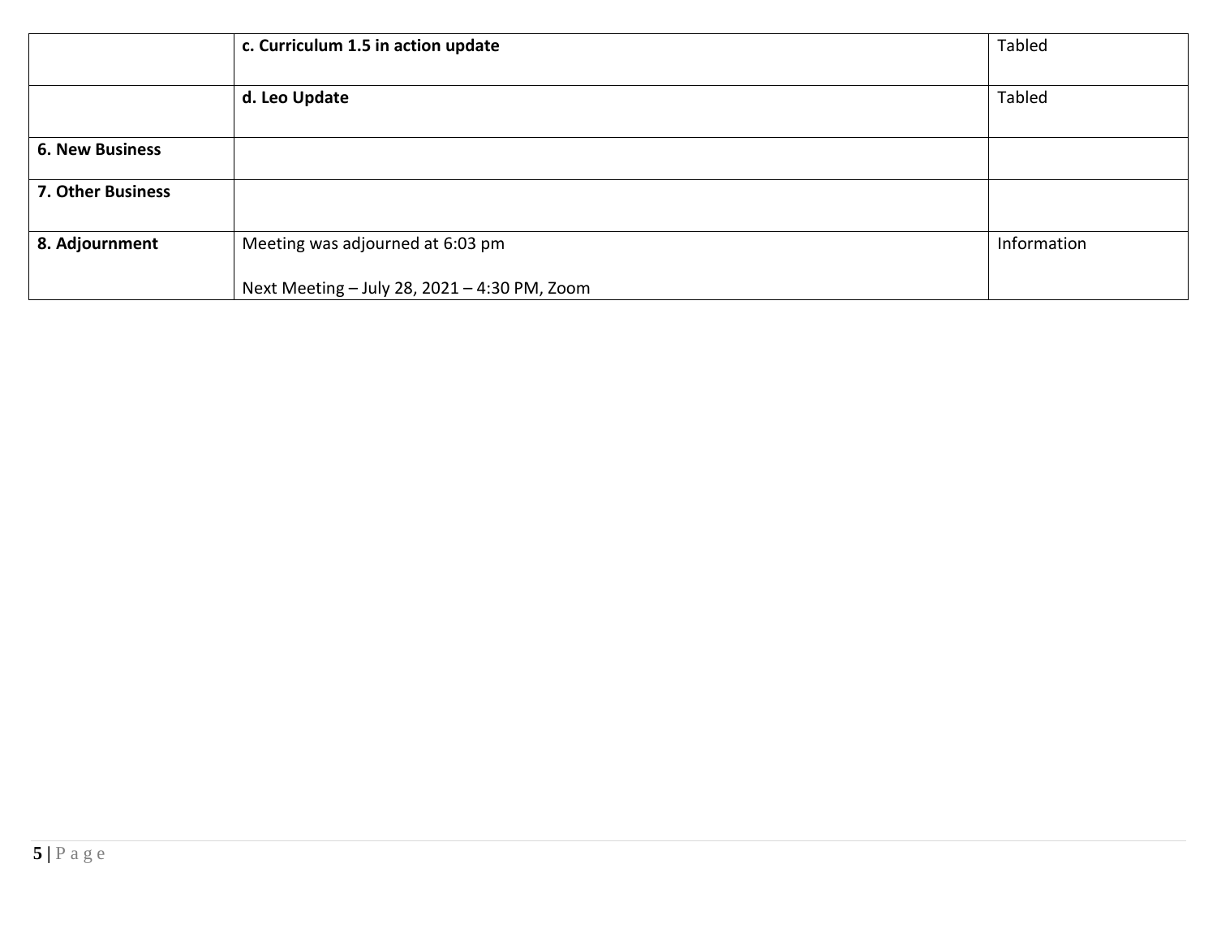| | | |
|---|---|---|
| | **c. Curriculum 1.5 in action update** | Tabled |
| | **d. Leo Update** | Tabled |
| **6. New Business** | | |
| **7. Other Business** | | |
| **8. Adjournment** | Meeting was adjourned at 6:03 pm<br><br>Next Meeting – July 28, 2021 – 4:30 PM, Zoom | Information |